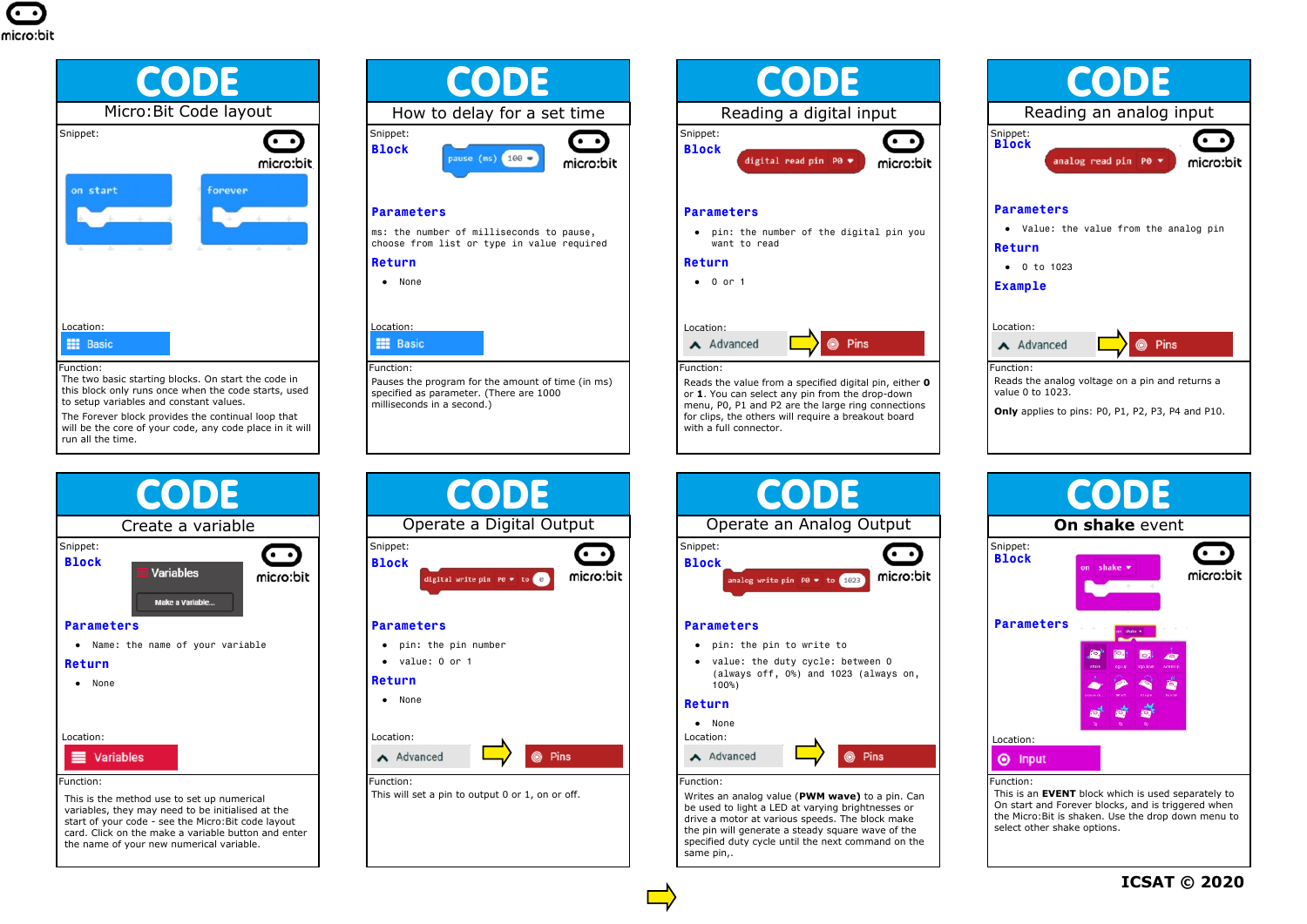# CODE

## Micro:Bit Code layout

Snippet:

on start / forever

Location: Basic

Function:
The two basic starting blocks. On start the code in this block only runs once when the code starts, used to setup variables and constant values.

The Forever block provides the continual loop that will be the core of your code, any code place in it will run all the time.

# CODE

## How to delay for a set time

Snippet:

**Block**

pause (ms) 100

**Parameters**

ms: the number of milliseconds to pause, choose from list or type in value required

**Return**

- None

Location: Basic

Function:
Pauses the program for the amount of time (in ms) specified as parameter. (There are 1000 milliseconds in a second.)

# CODE

## Reading a digital input

Snippet:

**Block**

digital read pin P0

**Parameters**

- pin: the number of the digital pin you want to read

**Return**

- 0 or 1

Location: Advanced → Pins

Function:
Reads the value from a specified digital pin, either **0** or **1**. You can select any pin from the drop-down menu, P0, P1 and P2 are the large ring connections for clips, the others will require a breakout board with a full connector.

# CODE

## Reading an analog input

Snippet:

**Block**

analog read pin P0

**Parameters**

- Value: the value from the analog pin

**Return**

- 0 to 1023

**Example**

Location: Advanced → Pins

Function:
Reads the analog voltage on a pin and returns a value 0 to 1023.

**Only** applies to pins: P0, P1, P2, P3, P4 and P10.

# CODE

## Create a variable

Snippet:

**Block**

Variables
Make a Variable...

**Parameters**

- Name: the name of your variable

**Return**

- None

Location: Variables

Function:
This is the method use to set up numerical variables, they may need to be initialised at the start of your code - see the Micro:Bit code layout card. Click on the make a variable button and enter the name of your new numerical variable.

# CODE

## Operate a Digital Output

Snippet:

**Block**

digital write pin P0 to 0

**Parameters**

- pin: the pin number
- value: 0 or 1

**Return**

- None

Location: Advanced → Pins

Function:
This will set a pin to output 0 or 1, on or off.

# CODE

## Operate an Analog Output

Snippet:

**Block**

analog write pin P0 to 1023

**Parameters**

- pin: the pin to write to
- value: the duty cycle: between 0 (always off, 0%) and 1023 (always on, 100%)

**Return**

- None

Location: Advanced → Pins

Function:
Writes an analog value (**PWM wave**) to a pin. Can be used to light a LED at varying brightnesses or drive a motor at various speeds. The block make the pin will generate a steady square wave of the specified duty cycle until the next command on the same pin,.

# CODE

## On shake event

Snippet:

**Block**

on shake

**Parameters**

Location: Input

Function:
This is an **EVENT** block which is used separately to On start and Forever blocks, and is triggered when the Micro:Bit is shaken. Use the drop down menu to select other shake options.

**ICSAT © 2020**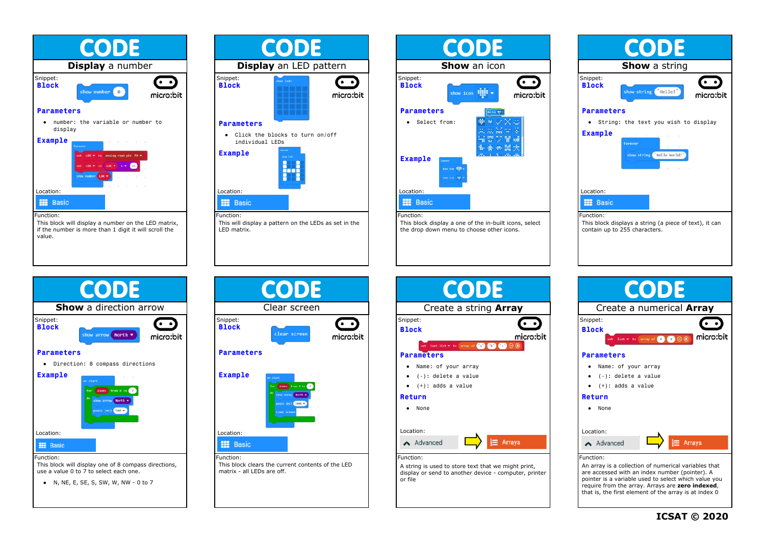# CODE

## Display a number

Snippet:

**Block**

`show number 0`

micro:bit

**Parameters**

- number: the variable or number to display

**Example**

```
forever
  set LDR to analog read pin P0
  set LDR to LDR + 25
  show number LDR
```

Location:

Basic

Function:

This block will display a number on the LED matrix, if the number is more than 1 digit it will scroll the value.

# CODE

## Display an LED pattern

Snippet:

**Block**

`show leds`

micro:bit

**Parameters**

- Click the blocks to turn on/off individual LEDs

**Example**

```
forever
  show leds
```

Location:

Basic

Function:

This will display a pattern on the LEDs as set in the LED matrix.

# CODE

## Show an icon

Snippet:

**Block**

`show icon`

micro:bit

**Parameters**

- Select from:

**Example**

```
forever
  show icon
  show icon
```

Location:

Basic

Function:

This block display a one of the in-built icons, select the drop down menu to choose other icons.

# CODE

## Show a string

Snippet:

**Block**

`show string "Hello!"`

micro:bit

**Parameters**

- String: the text you wish to display

**Example**

```
forever
  show string "Hello World!"
```

Location:

Basic

Function:

This block displays a string (a piece of text), it can contain up to 255 characters.

# CODE

## Show a direction arrow

Snippet:

**Block**

`show arrow North`

micro:bit

**Parameters**

- Direction: 8 compass directions

**Example**

```
on start
  for index from 0 to 7
  do
    show arrow North
    pause (ms) 500
```

Location:

Basic

Function:

This block will display one of 8 compass directions, use a value 0 to 7 to select each one.

- N, NE, E, SE, S, SW, W, NW - 0 to 7

# CODE

## Clear screen

Snippet:

**Block**

`clear screen`

micro:bit

**Parameters**

**Example**

```
on start
  for index from 0 to 7
  do
    show arrow North
    pause (ms) 1000
    clear screen
```

Location:

Basic

Function:

This block clears the current contents of the LED matrix - all LEDs are off.

# CODE

## Create a string Array

Snippet:

**Block**

`set text list to array of "a" "b" "c"`

micro:bit

**Parameters**

- Name: of your array
- (-): delete a value
- (+): adds a value

**Return**

- None

Location:

Advanced ➜ Arrays

Function:

A string is used to store text that we might print, display or send to another device - computer, printer or file

# CODE

## Create a numerical Array

Snippet:

**Block**

`set list to array of 0 1`

micro:bit

**Parameters**

- Name: of your array
- (-): delete a value
- (+): adds a value

**Return**

- None

Location:

Advanced ➜ Arrays

Function:

An array is a collection of numerical variables that are accessed with an index number (pointer). A pointer is a variable used to select which value you require from the array. Arrays are **zero indexed**, that is, the first element of the array is at index 0

**ICSAT © 2020**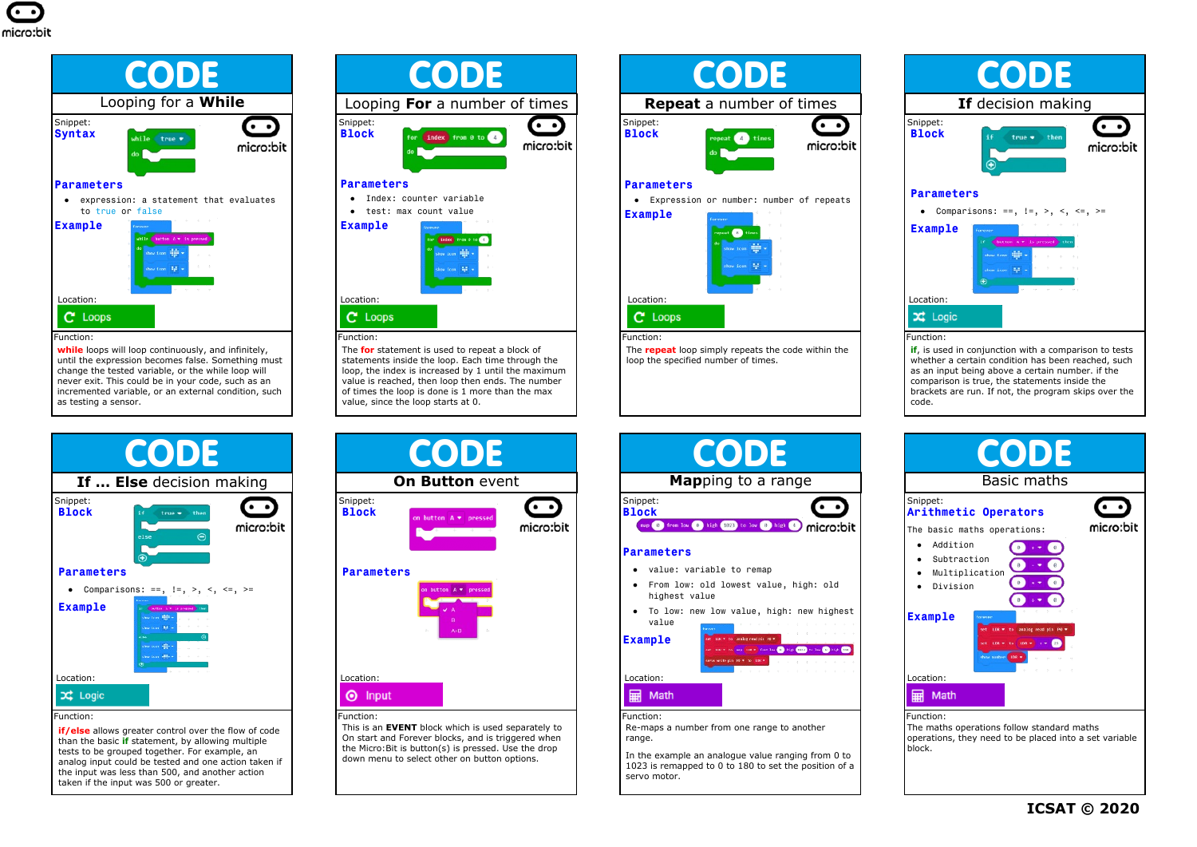## CODE — Looping for a **While**

Snippet:
**Syntax**

**Parameters**

- expression: a statement that evaluates to true or false

**Example**

Location: Loops

Function:
**while** loops will loop continuously, and infinitely, until the expression becomes false. Something must change the tested variable, or the while loop will never exit. This could be in your code, such as an incremented variable, or an external condition, such as testing a sensor.

## CODE — Looping **For** a number of times

Snippet:
**Block**

**Parameters**

- Index: counter variable
- test: max count value

**Example**

Location: Loops

Function:
The **for** statement is used to repeat a block of statements inside the loop. Each time through the loop, the index is increased by 1 until the maximum value is reached, then loop then ends. The number of times the loop is done is 1 more than the max value, since the loop starts at 0.

## CODE — **Repeat** a number of times

Snippet:
**Block**

**Parameters**

- Expression or number: number of repeats

**Example**

Location: Loops

Function:
The **repeat** loop simply repeats the code within the loop the specified number of times.

## CODE — **If** decision making

Snippet:
**Block**

**Parameters**

- Comparisons: ==, !=, >, <, <=, >=

**Example**

Location: Logic

Function:
**if**, is used in conjunction with a comparison to tests whether a certain condition has been reached, such as an input being above a certain number. if the comparison is true, the statements inside the brackets are run. If not, the program skips over the code.

## CODE — **If … Else** decision making

Snippet:
**Block**

**Parameters**

- Comparisons: ==, !=, >, <, <=, >=

**Example**

Location: Logic

Function:
**if/else** allows greater control over the flow of code than the basic **if** statement, by allowing multiple tests to be grouped together. For example, an analog input could be tested and one action taken if the input was less than 500, and another action taken if the input was 500 or greater.

## CODE — **On Button** event

Snippet:
**Block**

**Parameters**

Location: Input

Function:
This is an **EVENT** block which is used separately to On start and Forever blocks, and is triggered when the Micro:Bit is button(s) is pressed. Use the drop down menu to select other on button options.

## CODE — **Map**ping to a range

Snippet:
**Block**

**Parameters**

- value: variable to remap
- From low: old lowest value, high: old highest value
- To low: new low value, high: new highest value

**Example**

Location: Math

Function:
Re-maps a number from one range to another range.

In the example an analogue value ranging from 0 to 1023 is remapped to 0 to 180 to set the position of a servo motor.

## CODE — Basic maths

Snippet:
**Arithmetic Operators**

The basic maths operations:

- Addition
- Subtraction
- Multiplication
- Division

**Example**

Location: Math

Function:
The maths operations follow standard maths operations, they need to be placed into a set variable block.

**ICSAT © 2020**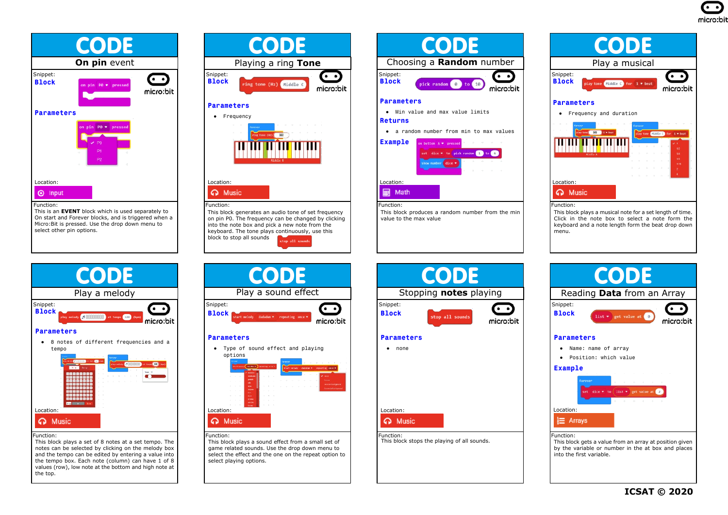## CODE
### On pin event

Snippet:
**Block**

**Parameters**

Location: Input

Function:
This is an **EVENT** block which is used separately to On start and Forever blocks, and is triggered when a Micro:Bit is pressed. Use the drop down menu to select other pin options.

## CODE
### Playing a ring Tone

Snippet:
**Block**

**Parameters**

- Frequency

Location: Music

Function:
This block generates an audio tone of set frequency on pin P0. The frequency can be changed by clicking into the note box and pick a new note from the keyboard. The tone plays continuously, use this block to stop all sounds

## CODE
### Choosing a Random number

Snippet:
**Block**

**Parameters**

- Min value and max value limits

**Returns**

- a random number from min to max values

**Example**

Location: Math

Function:
This block produces a random number from the min value to the max value

## CODE
### Play a musical

Snippet:
**Block**

**Parameters**

- Frequency and duration

Location: Music

Function:
This block plays a musical note for a set length of time. Click in the note box to select a note form the keyboard and a note length form the beat drop down menu.

## CODE
### Play a melody

Snippet:
**Block**

**Parameters**

- 8 notes of different frequencies and a tempo

Location: Music

Function:
This block plays a set of 8 notes at a set tempo. The notes can be selected by clicking on the melody box and the tempo can be edited by entering a value into the tempo box. Each note (column) can have 1 of 8 values (row), low note at the bottom and high note at the top.

## CODE
### Play a sound effect

Snippet:
**Block**

**Parameters**

- Type of sound effect and playing options

Location: Music

Function:
This block plays a sound effect from a small set of game related sounds. Use the drop down menu to select the effect and the one on the repeat option to select playing options.

## CODE
### Stopping notes playing

Snippet:
**Block**

**Parameters**

- none

Location: Music

Function:
This block stops the playing of all sounds.

## CODE
### Reading Data from an Array

Snippet:
**Block**

**Parameters**

- Name: name of array
- Position: which value

**Example**

Location: Arrays

Function:
This block gets a value from an array at position given by the variable or number in the at box and places into the first variable.

**ICSAT © 2020**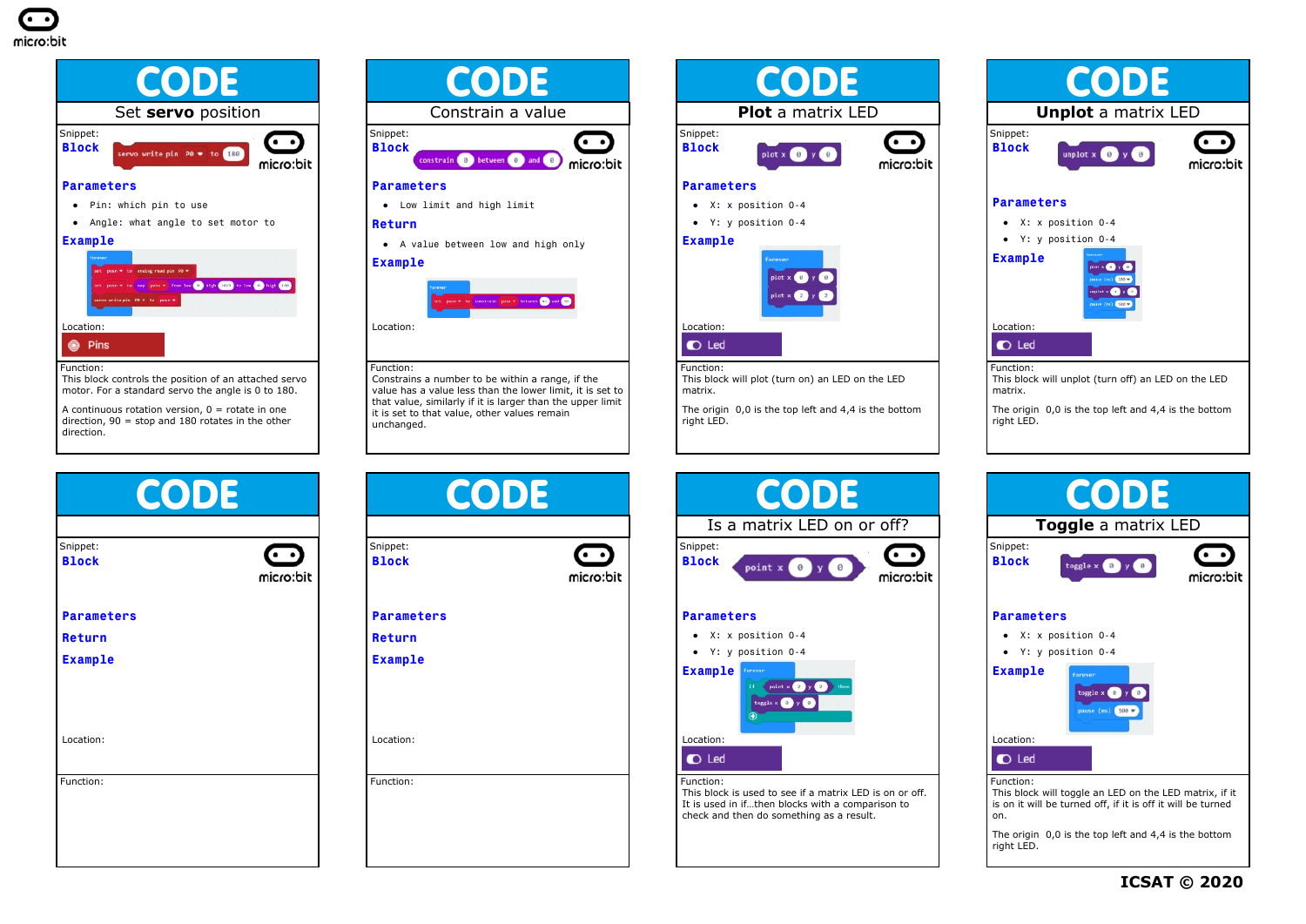micro:bit

# CODE

## Set **servo** position

Snippet:
**Block**

servo write pin P0 to 180

**Parameters**

- Pin: which pin to use
- Angle: what angle to set motor to

**Example**

Location:
Pins

Function:
This block controls the position of an attached servo motor. For a standard servo the angle is 0 to 180.

A continuous rotation version, 0 = rotate in one direction, 90 = stop and 180 rotates in the other direction.

# CODE

## Constrain a value

Snippet:
**Block**

constrain 0 between 0 and 0

**Parameters**

- Low limit and high limit

**Return**

- A value between low and high only

**Example**

Location:

Function:
Constrains a number to be within a range, if the value has a value less than the lower limit, it is set to that value, similarly if it is larger than the upper limit it is set to that value, other values remain unchanged.

# CODE

## **Plot** a matrix LED

Snippet:
**Block**

plot x 0 y 0

**Parameters**

- X: x position 0-4
- Y: y position 0-4

**Example**

Location:
Led

Function:
This block will plot (turn on) an LED on the LED matrix.

The origin 0,0 is the top left and 4,4 is the bottom right LED.

# CODE

## **Unplot** a matrix LED

Snippet:
**Block**

unplot x 0 y 0

**Parameters**

- X: x position 0-4
- Y: y position 0-4

**Example**

Location:
Led

Function:
This block will unplot (turn off) an LED on the LED matrix.

The origin 0,0 is the top left and 4,4 is the bottom right LED.

# CODE

Snippet:
**Block**

**Parameters**

**Return**

**Example**

Location:

Function:

# CODE

Snippet:
**Block**

**Parameters**

**Return**

**Example**

Location:

Function:

# CODE

## Is a matrix LED on or off?

Snippet:
**Block**

point x 0 y 0

**Parameters**

- X: x position 0-4
- Y: y position 0-4

**Example**

Location:
Led

Function:
This block is used to see if a matrix LED is on or off. It is used in if...then blocks with a comparison to check and then do something as a result.

# CODE

## **Toggle** a matrix LED

Snippet:
**Block**

toggle x 0 y 0

**Parameters**

- X: x position 0-4
- Y: y position 0-4

**Example**

Location:
Led

Function:
This block will toggle an LED on the LED matrix, if it is on it will be turned off, if it is off it will be turned on.

The origin 0,0 is the top left and 4,4 is the bottom right LED.

**ICSAT © 2020**